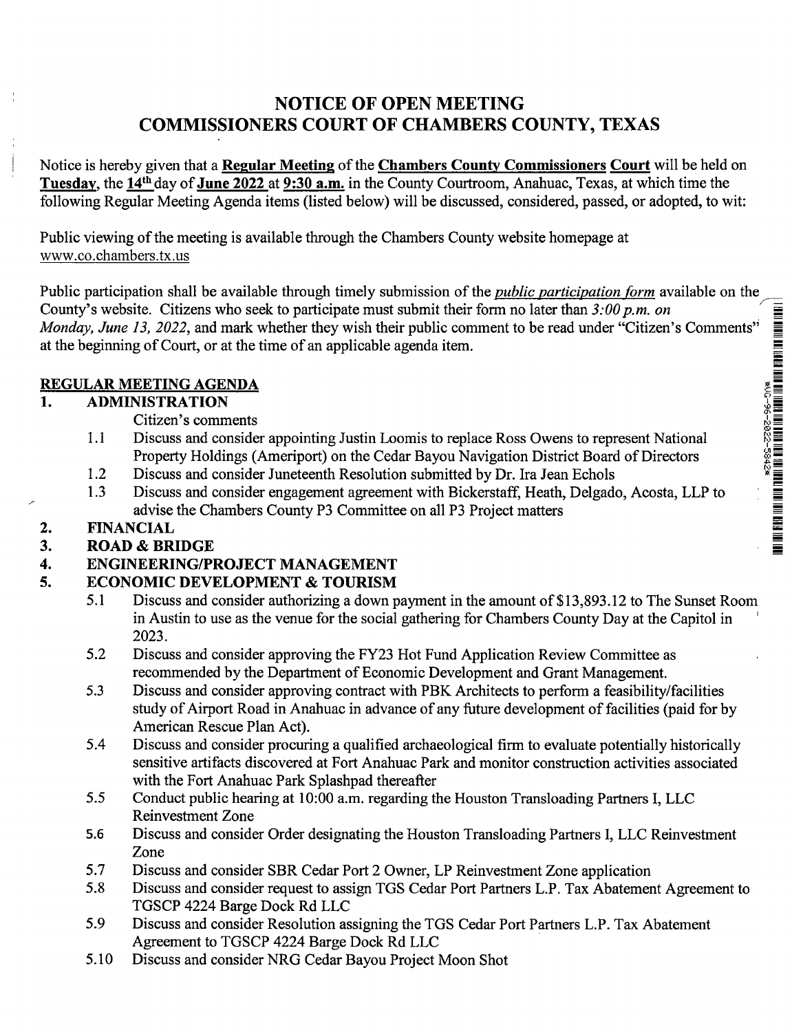# NOTICE OF OPEN MEETING
# COMMISSIONERS COURT OF CHAMBERS COUNTY, TEXAS

Notice is hereby given that a **Regular Meeting** of the **Chambers County Commissioners Court** will be held on **Tuesday**, the **14th** day of **June 2022** at **9:30 a.m.** in the County Courtroom, Anahuac, Texas, at which time the following Regular Meeting Agenda items (listed below) will be discussed, considered, passed, or adopted, to wit:

Public viewing of the meeting is available through the Chambers County website homepage at www.co.chambers.tx.us

Public participation shall be available through timely submission of the *public participation form* available on the County's website. Citizens who seek to participate must submit their form no later than *3:00 p.m. on Monday, June 13, 2022*, and mark whether they wish their public comment to be read under "Citizen's Comments" at the beginning of Court, or at the time of an applicable agenda item.

## REGULAR MEETING AGENDA

**1. ADMINISTRATION**

Citizen's comments

- 1.1 Discuss and consider appointing Justin Loomis to replace Ross Owens to represent National Property Holdings (Ameriport) on the Cedar Bayou Navigation District Board of Directors
- 1.2 Discuss and consider Juneteenth Resolution submitted by Dr. Ira Jean Echols
- 1.3 Discuss and consider engagement agreement with Bickerstaff, Heath, Delgado, Acosta, LLP to advise the Chambers County P3 Committee on all P3 Project matters

**2. FINANCIAL**

**3. ROAD & BRIDGE**

**4. ENGINEERING/PROJECT MANAGEMENT**

**5. ECONOMIC DEVELOPMENT & TOURISM**

- 5.1 Discuss and consider authorizing a down payment in the amount of $13,893.12 to The Sunset Room in Austin to use as the venue for the social gathering for Chambers County Day at the Capitol in 2023.
- 5.2 Discuss and consider approving the FY23 Hot Fund Application Review Committee as recommended by the Department of Economic Development and Grant Management.
- 5.3 Discuss and consider approving contract with PBK Architects to perform a feasibility/facilities study of Airport Road in Anahuac in advance of any future development of facilities (paid for by American Rescue Plan Act).
- 5.4 Discuss and consider procuring a qualified archaeological firm to evaluate potentially historically sensitive artifacts discovered at Fort Anahuac Park and monitor construction activities associated with the Fort Anahuac Park Splashpad thereafter
- 5.5 Conduct public hearing at 10:00 a.m. regarding the Houston Transloading Partners I, LLC Reinvestment Zone
- 5.6 Discuss and consider Order designating the Houston Transloading Partners I, LLC Reinvestment Zone
- 5.7 Discuss and consider SBR Cedar Port 2 Owner, LP Reinvestment Zone application
- 5.8 Discuss and consider request to assign TGS Cedar Port Partners L.P. Tax Abatement Agreement to TGSCP 4224 Barge Dock Rd LLC
- 5.9 Discuss and consider Resolution assigning the TGS Cedar Port Partners L.P. Tax Abatement Agreement to TGSCP 4224 Barge Dock Rd LLC
- 5.10 Discuss and consider NRG Cedar Bayou Project Moon Shot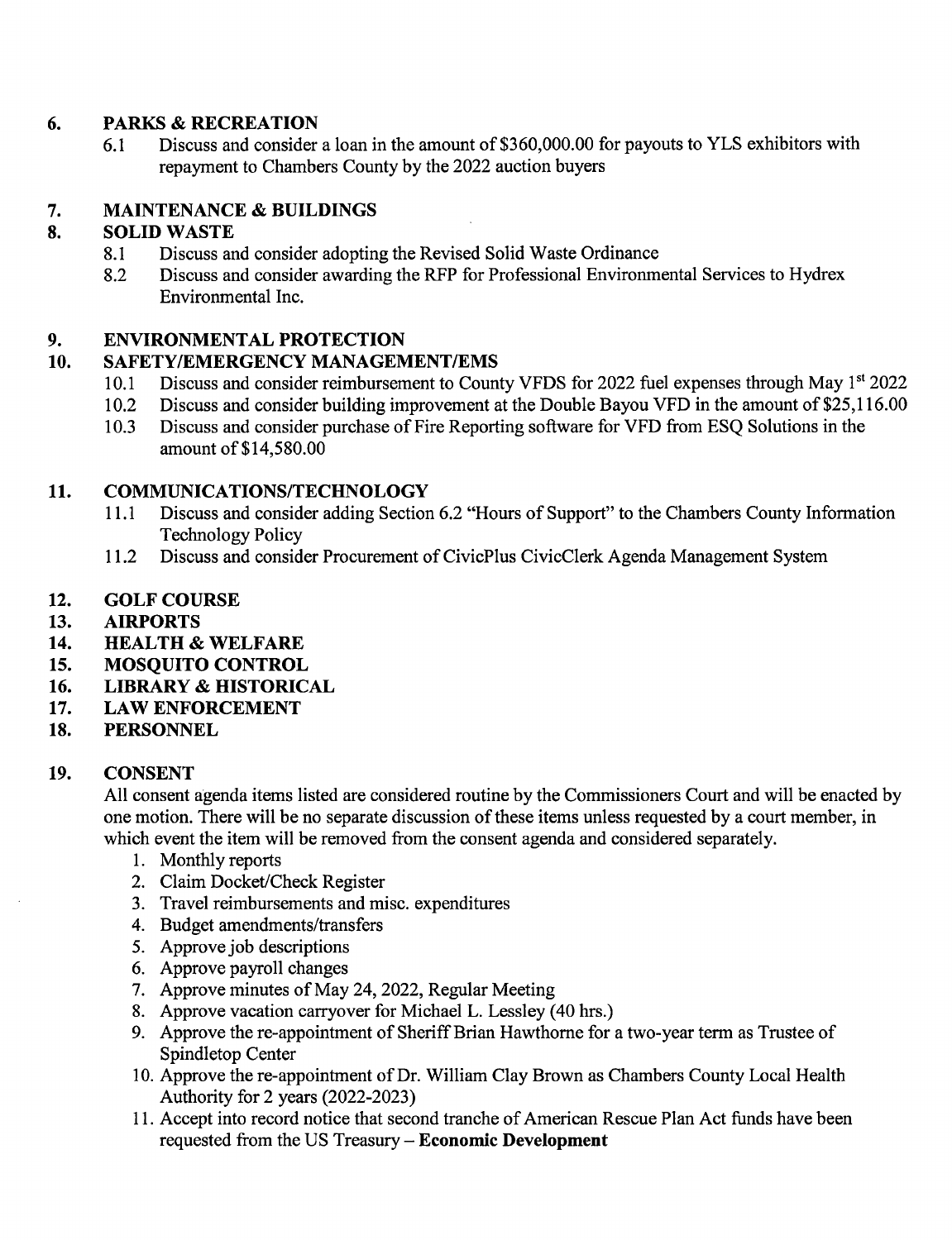## 6. PARKS & RECREATION

6.1 Discuss and consider a loan in the amount of $360,000.00 for payouts to YLS exhibitors with repayment to Chambers County by the 2022 auction buyers

## 7. MAINTENANCE & BUILDINGS

## 8. SOLID WASTE

8.1 Discuss and consider adopting the Revised Solid Waste Ordinance

8.2 Discuss and consider awarding the RFP for Professional Environmental Services to Hydrex Environmental Inc.

## 9. ENVIRONMENTAL PROTECTION

## 10. SAFETY/EMERGENCY MANAGEMENT/EMS

10.1 Discuss and consider reimbursement to County VFDS for 2022 fuel expenses through May 1st 2022

10.2 Discuss and consider building improvement at the Double Bayou VFD in the amount of $25,116.00

10.3 Discuss and consider purchase of Fire Reporting software for VFD from ESQ Solutions in the amount of $14,580.00

## 11. COMMUNICATIONS/TECHNOLOGY

11.1 Discuss and consider adding Section 6.2 "Hours of Support" to the Chambers County Information Technology Policy

11.2 Discuss and consider Procurement of CivicPlus CivicClerk Agenda Management System

## 12. GOLF COURSE

## 13. AIRPORTS

## 14. HEALTH & WELFARE

## 15. MOSQUITO CONTROL

## 16. LIBRARY & HISTORICAL

## 17. LAW ENFORCEMENT

## 18. PERSONNEL

## 19. CONSENT

All consent agenda items listed are considered routine by the Commissioners Court and will be enacted by one motion. There will be no separate discussion of these items unless requested by a court member, in which event the item will be removed from the consent agenda and considered separately.

1. Monthly reports
2. Claim Docket/Check Register
3. Travel reimbursements and misc. expenditures
4. Budget amendments/transfers
5. Approve job descriptions
6. Approve payroll changes
7. Approve minutes of May 24, 2022, Regular Meeting
8. Approve vacation carryover for Michael L. Lessley (40 hrs.)
9. Approve the re-appointment of Sheriff Brian Hawthorne for a two-year term as Trustee of Spindletop Center
10. Approve the re-appointment of Dr. William Clay Brown as Chambers County Local Health Authority for 2 years (2022-2023)
11. Accept into record notice that second tranche of American Rescue Plan Act funds have been requested from the US Treasury – **Economic Development**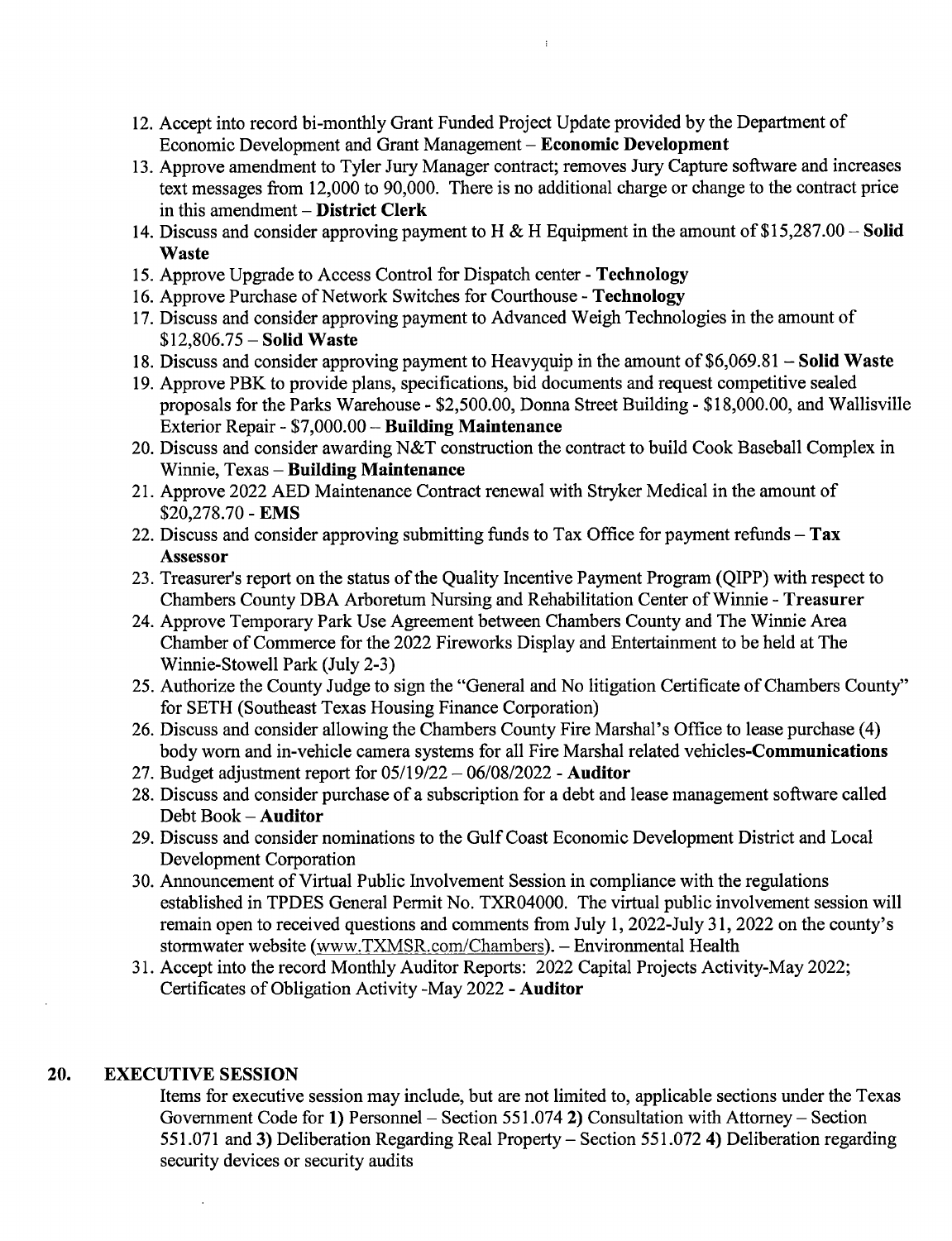12. Accept into record bi-monthly Grant Funded Project Update provided by the Department of Economic Development and Grant Management – **Economic Development**
13. Approve amendment to Tyler Jury Manager contract; removes Jury Capture software and increases text messages from 12,000 to 90,000. There is no additional charge or change to the contract price in this amendment – **District Clerk**
14. Discuss and consider approving payment to H & H Equipment in the amount of $15,287.00 – **Solid Waste**
15. Approve Upgrade to Access Control for Dispatch center - **Technology**
16. Approve Purchase of Network Switches for Courthouse - **Technology**
17. Discuss and consider approving payment to Advanced Weigh Technologies in the amount of $12,806.75 – **Solid Waste**
18. Discuss and consider approving payment to Heavyquip in the amount of $6,069.81 – **Solid Waste**
19. Approve PBK to provide plans, specifications, bid documents and request competitive sealed proposals for the Parks Warehouse - $2,500.00, Donna Street Building - $18,000.00, and Wallisville Exterior Repair - $7,000.00 – **Building Maintenance**
20. Discuss and consider awarding N&T construction the contract to build Cook Baseball Complex in Winnie, Texas – **Building Maintenance**
21. Approve 2022 AED Maintenance Contract renewal with Stryker Medical in the amount of $20,278.70 - **EMS**
22. Discuss and consider approving submitting funds to Tax Office for payment refunds – **Tax Assessor**
23. Treasurer's report on the status of the Quality Incentive Payment Program (QIPP) with respect to Chambers County DBA Arboretum Nursing and Rehabilitation Center of Winnie - **Treasurer**
24. Approve Temporary Park Use Agreement between Chambers County and The Winnie Area Chamber of Commerce for the 2022 Fireworks Display and Entertainment to be held at The Winnie-Stowell Park (July 2-3)
25. Authorize the County Judge to sign the "General and No litigation Certificate of Chambers County" for SETH (Southeast Texas Housing Finance Corporation)
26. Discuss and consider allowing the Chambers County Fire Marshal's Office to lease purchase (4) body worn and in-vehicle camera systems for all Fire Marshal related vehicles-**Communications**
27. Budget adjustment report for 05/19/22 – 06/08/2022 - **Auditor**
28. Discuss and consider purchase of a subscription for a debt and lease management software called Debt Book – **Auditor**
29. Discuss and consider nominations to the Gulf Coast Economic Development District and Local Development Corporation
30. Announcement of Virtual Public Involvement Session in compliance with the regulations established in TPDES General Permit No. TXR04000. The virtual public involvement session will remain open to received questions and comments from July 1, 2022-July 31, 2022 on the county's stormwater website (www.TXMSR.com/Chambers). – Environmental Health
31. Accept into the record Monthly Auditor Reports: 2022 Capital Projects Activity-May 2022; Certificates of Obligation Activity -May 2022 - **Auditor**

## 20. EXECUTIVE SESSION

Items for executive session may include, but are not limited to, applicable sections under the Texas Government Code for **1)** Personnel – Section 551.074 **2)** Consultation with Attorney – Section 551.071 and **3)** Deliberation Regarding Real Property – Section 551.072 **4)** Deliberation regarding security devices or security audits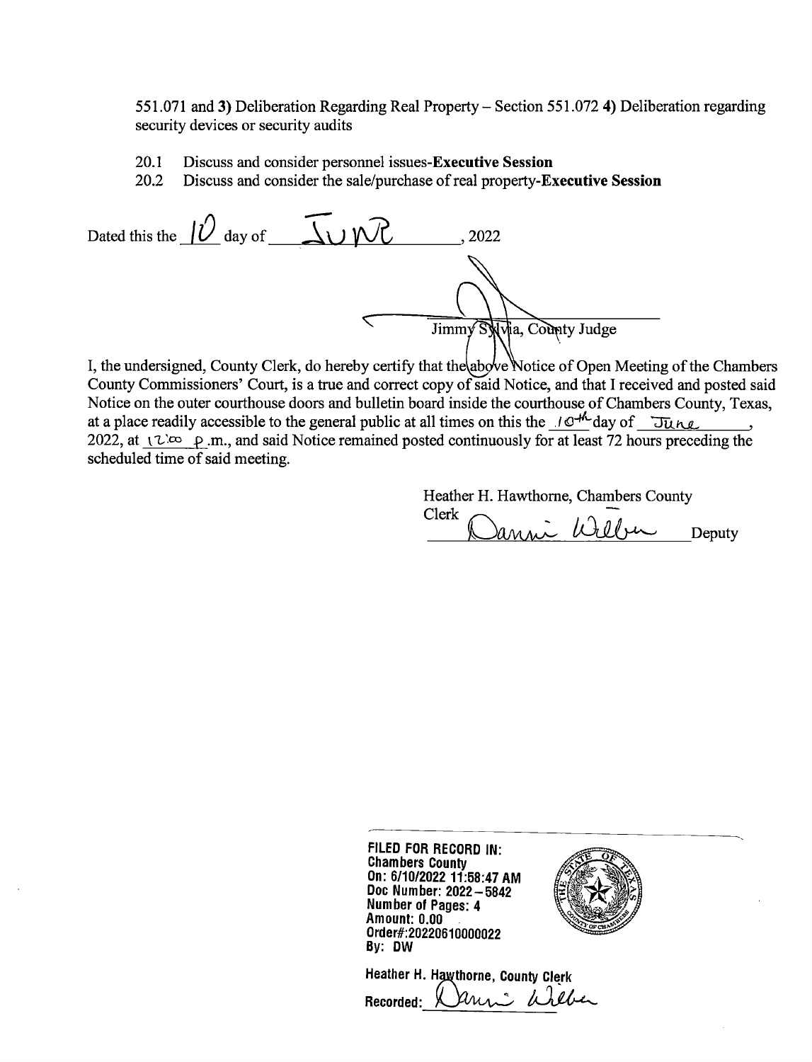551.071 and **3)** Deliberation Regarding Real Property – Section 551.072 **4)** Deliberation regarding security devices or security audits

20.1 Discuss and consider personnel issues-**Executive Session**

20.2 Discuss and consider the sale/purchase of real property-**Executive Session**

Dated this the 10 day of June, 2022

Jimmy Sylvia, County Judge

I, the undersigned, County Clerk, do hereby certify that the above Notice of Open Meeting of the Chambers County Commissioners' Court, is a true and correct copy of said Notice, and that I received and posted said Notice on the outer courthouse doors and bulletin board inside the courthouse of Chambers County, Texas, at a place readily accessible to the general public at all times on this the 10th day of June, 2022, at 12:00 p.m., and said Notice remained posted continuously for at least 72 hours preceding the scheduled time of said meeting.

Heather H. Hawthorne, Chambers County Clerk

Danni Wilber Deputy

**FILED FOR RECORD IN:**
**Chambers County**
**On: 6/10/2022 11:58:47 AM**
**Doc Number: 2022 – 5842**
**Number of Pages: 4**
**Amount: 0.00**
**Order#:20220610000022**
**By: DW**

**Heather H. Hawthorne, County Clerk**
**Recorded:** Danni Wilber